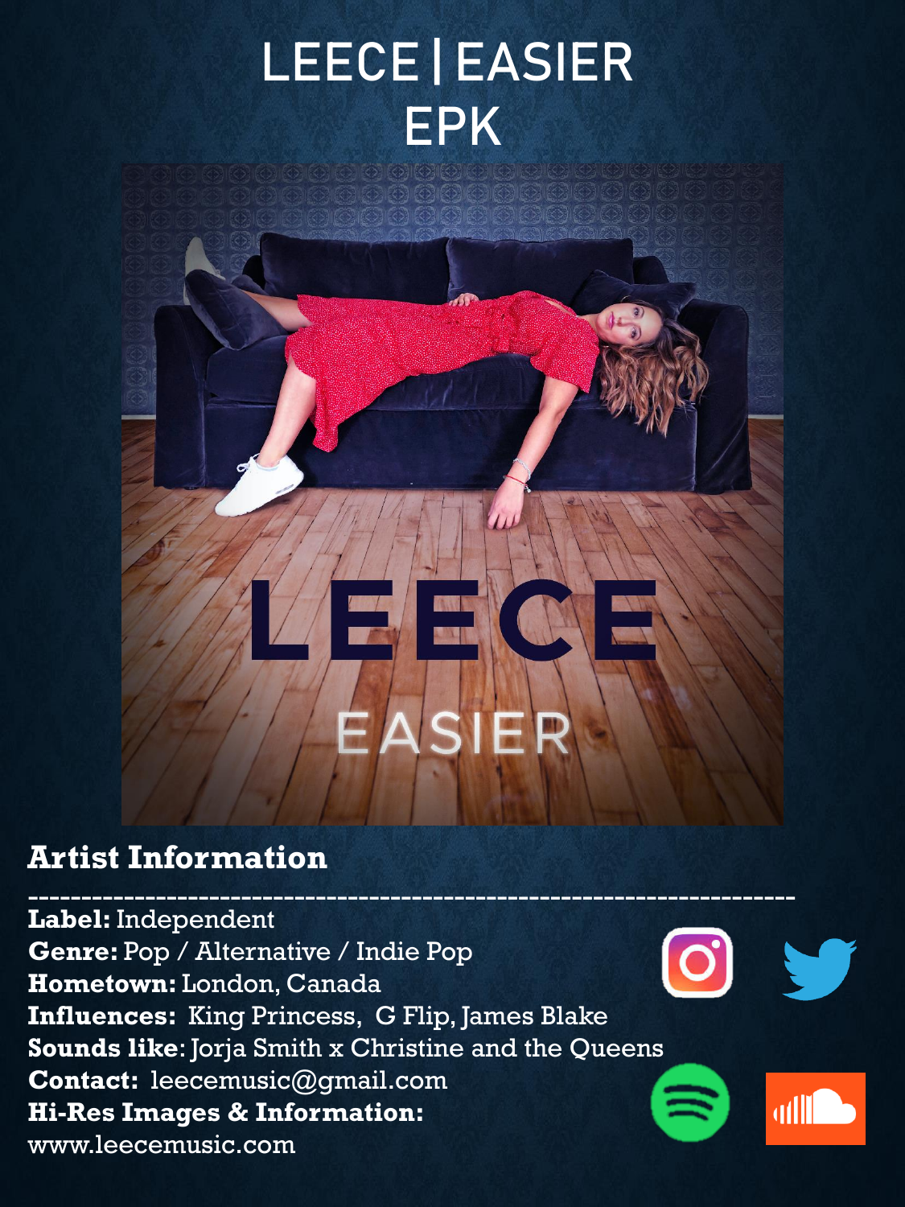# LEECE | EASIER EPK

## Artist Information

---

**Label:** Independent
**Genre:** Pop / Alternative / Indie Pop
**Hometown:** London, Canada
**Influences:** King Princess, G Flip, James Blake
**Sounds like**: Jorja Smith x Christine and the Queens
**Contact:** leecemusic@gmail.com
**Hi-Res Images & Information:**
www.leecemusic.com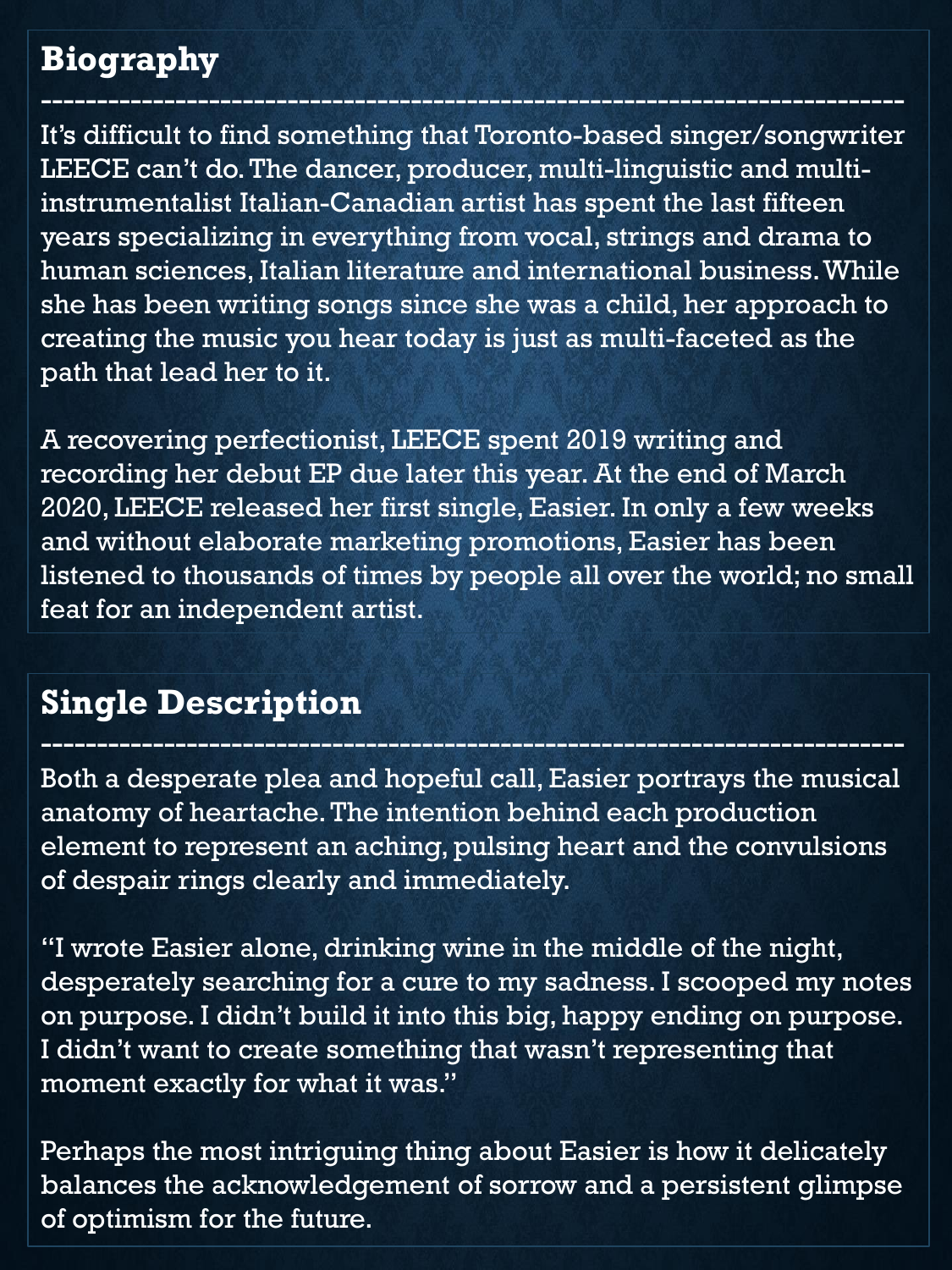## Biography

---

It's difficult to find something that Toronto-based singer/songwriter LEECE can't do. The dancer, producer, multi-linguistic and multi-instrumentalist Italian-Canadian artist has spent the last fifteen years specializing in everything from vocal, strings and drama to human sciences, Italian literature and international business. While she has been writing songs since she was a child, her approach to creating the music you hear today is just as multi-faceted as the path that lead her to it.

A recovering perfectionist, LEECE spent 2019 writing and recording her debut EP due later this year. At the end of March 2020, LEECE released her first single, Easier. In only a few weeks and without elaborate marketing promotions, Easier has been listened to thousands of times by people all over the world; no small feat for an independent artist.

## Single Description

---

Both a desperate plea and hopeful call, Easier portrays the musical anatomy of heartache. The intention behind each production element to represent an aching, pulsing heart and the convulsions of despair rings clearly and immediately.

"I wrote Easier alone, drinking wine in the middle of the night, desperately searching for a cure to my sadness. I scooped my notes on purpose. I didn't build it into this big, happy ending on purpose. I didn't want to create something that wasn't representing that moment exactly for what it was."

Perhaps the most intriguing thing about Easier is how it delicately balances the acknowledgement of sorrow and a persistent glimpse of optimism for the future.